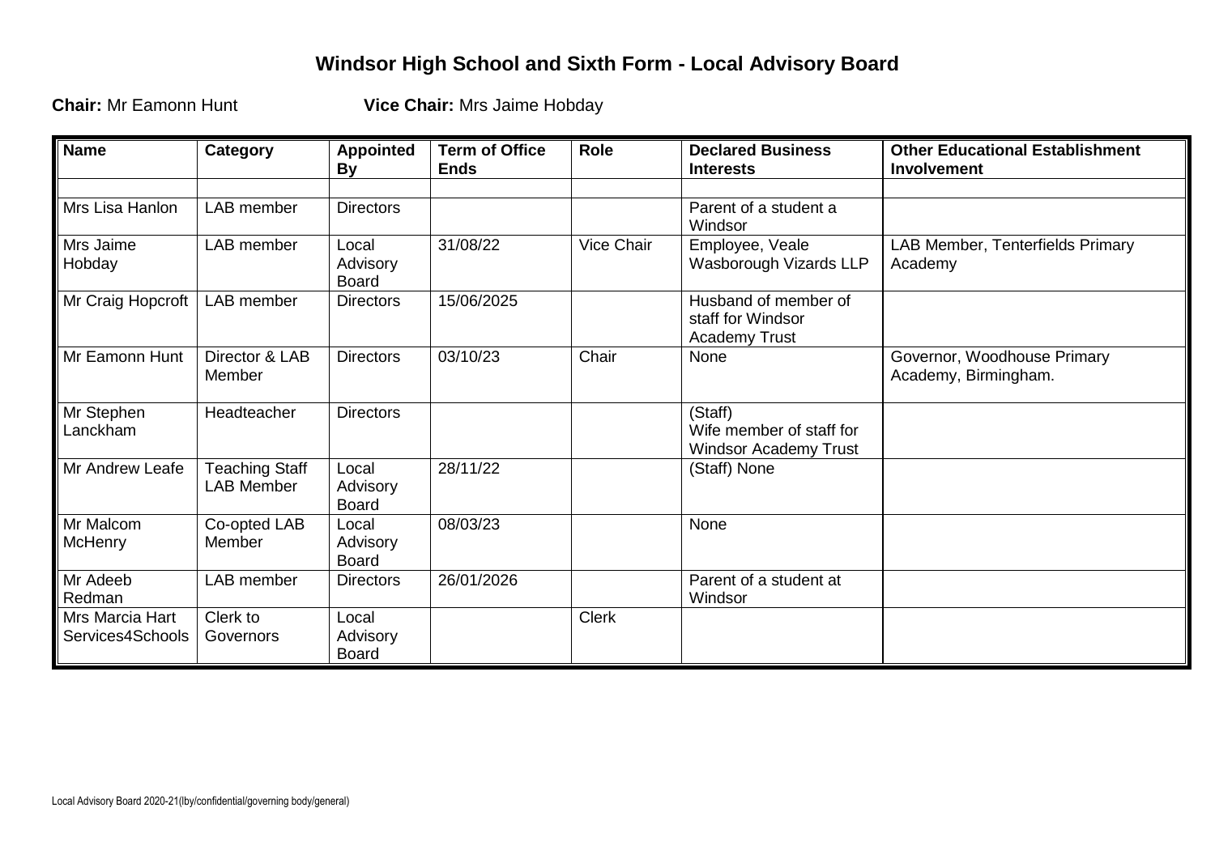# Windsor High School and Sixth Form - Local Advisory Board

**Chair:** Mr Eamonn Hunt **Vice Chair:** Mrs Jaime Hobday

| Name | Category | Appointed By | Term of Office Ends | Role | Declared Business Interests | Other Educational Establishment Involvement |
|---|---|---|---|---|---|---|
| | | | | | | |
| Mrs Lisa Hanlon | LAB member | Directors | | | Parent of a student a Windsor | |
| Mrs Jaime Hobday | LAB member | Local Advisory Board | 31/08/22 | Vice Chair | Employee, Veale Wasborough Vizards LLP | LAB Member, Tenterfields Primary Academy |
| Mr Craig Hopcroft | LAB member | Directors | 15/06/2025 | | Husband of member of staff for Windsor Academy Trust | |
| Mr Eamonn Hunt | Director & LAB Member | Directors | 03/10/23 | Chair | None | Governor, Woodhouse Primary Academy, Birmingham. |
| Mr Stephen Lanckham | Headteacher | Directors | | | (Staff) Wife member of staff for Windsor Academy Trust | |
| Mr Andrew Leafe | Teaching Staff LAB Member | Local Advisory Board | 28/11/22 | | (Staff) None | |
| Mr Malcom McHenry | Co-opted LAB Member | Local Advisory Board | 08/03/23 | | None | |
| Mr Adeeb Redman | LAB member | Directors | 26/01/2026 | | Parent of a student at Windsor | |
| Mrs Marcia Hart Services4Schools | Clerk to Governors | Local Advisory Board | | Clerk | | |

Local Advisory Board 2020-21(lby/confidential/governing body/general)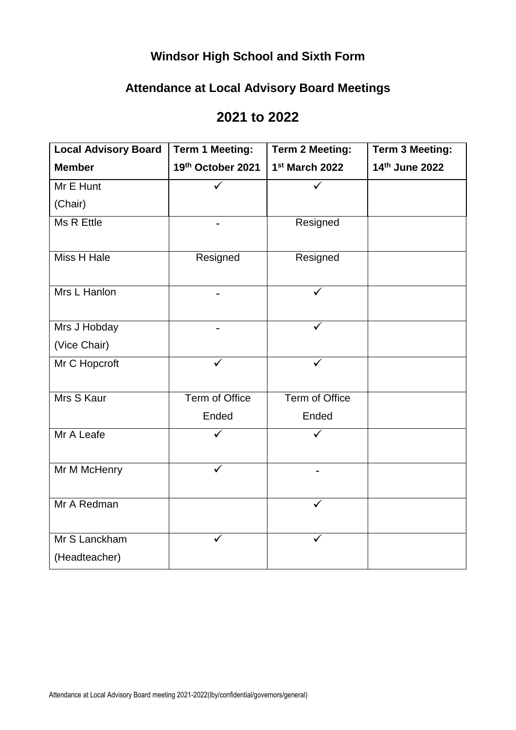# Windsor High School and Sixth Form

## Attendance at Local Advisory Board Meetings

## 2021 to 2022

| Local Advisory Board Member | Term 1 Meeting: 19th October 2021 | Term 2 Meeting: 1st March 2022 | Term 3 Meeting: 14th June 2022 |
|---|---|---|---|
| Mr E Hunt (Chair) | ✓ | ✓ | |
| Ms R Ettle | - | Resigned | |
| Miss H Hale | Resigned | Resigned | |
| Mrs L Hanlon | - | ✓ | |
| Mrs J Hobday (Vice Chair) | - | ✓ | |
| Mr C Hopcroft | ✓ | ✓ | |
| Mrs S Kaur | Term of Office Ended | Term of Office Ended | |
| Mr A Leafe | ✓ | ✓ | |
| Mr M McHenry | ✓ | - | |
| Mr A Redman | | ✓ | |
| Mr S Lanckham (Headteacher) | ✓ | ✓ | |

Attendance at Local Advisory Board meeting 2021-2022(lby/confidential/governors/general)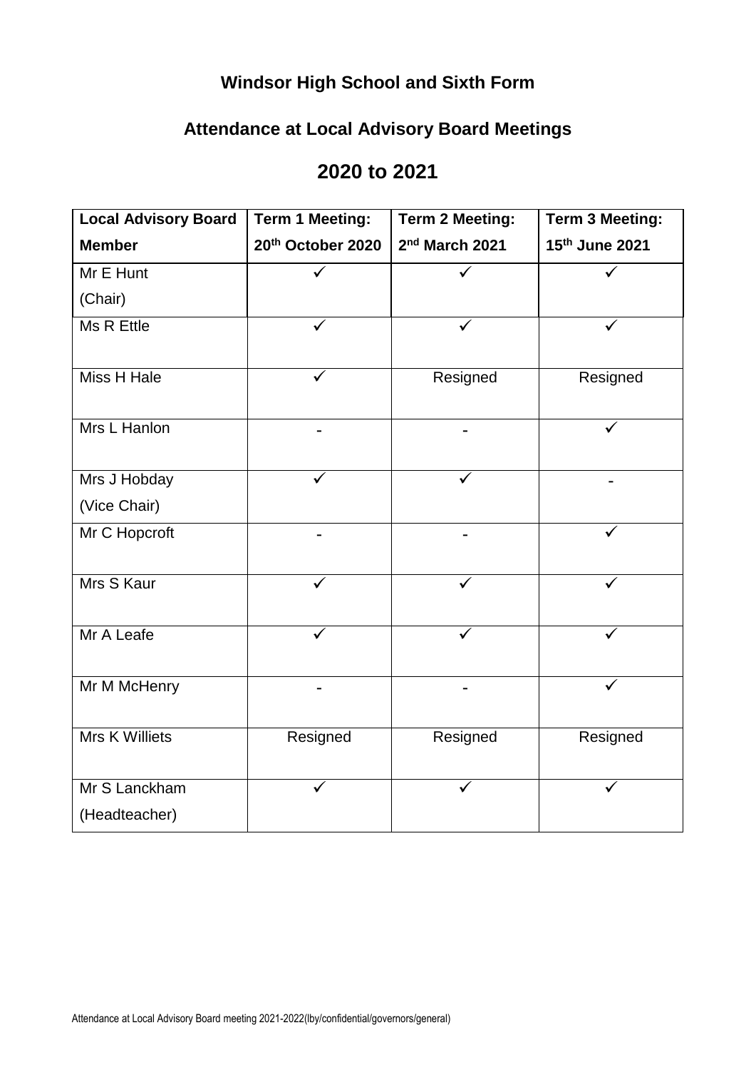# Windsor High School and Sixth Form

## Attendance at Local Advisory Board Meetings

## 2020 to 2021

| Local Advisory Board Member | Term 1 Meeting: 20th October 2020 | Term 2 Meeting: 2nd March 2021 | Term 3 Meeting: 15th June 2021 |
|---|---|---|---|
| Mr E Hunt (Chair) | ✓ | ✓ | ✓ |
| Ms R Ettle | ✓ | ✓ | ✓ |
| Miss H Hale | ✓ | Resigned | Resigned |
| Mrs L Hanlon | - | - | ✓ |
| Mrs J Hobday (Vice Chair) | ✓ | ✓ | - |
| Mr C Hopcroft | - | - | ✓ |
| Mrs S Kaur | ✓ | ✓ | ✓ |
| Mr A Leafe | ✓ | ✓ | ✓ |
| Mr M McHenry | - | - | ✓ |
| Mrs K Williets | Resigned | Resigned | Resigned |
| Mr S Lanckham (Headteacher) | ✓ | ✓ | ✓ |